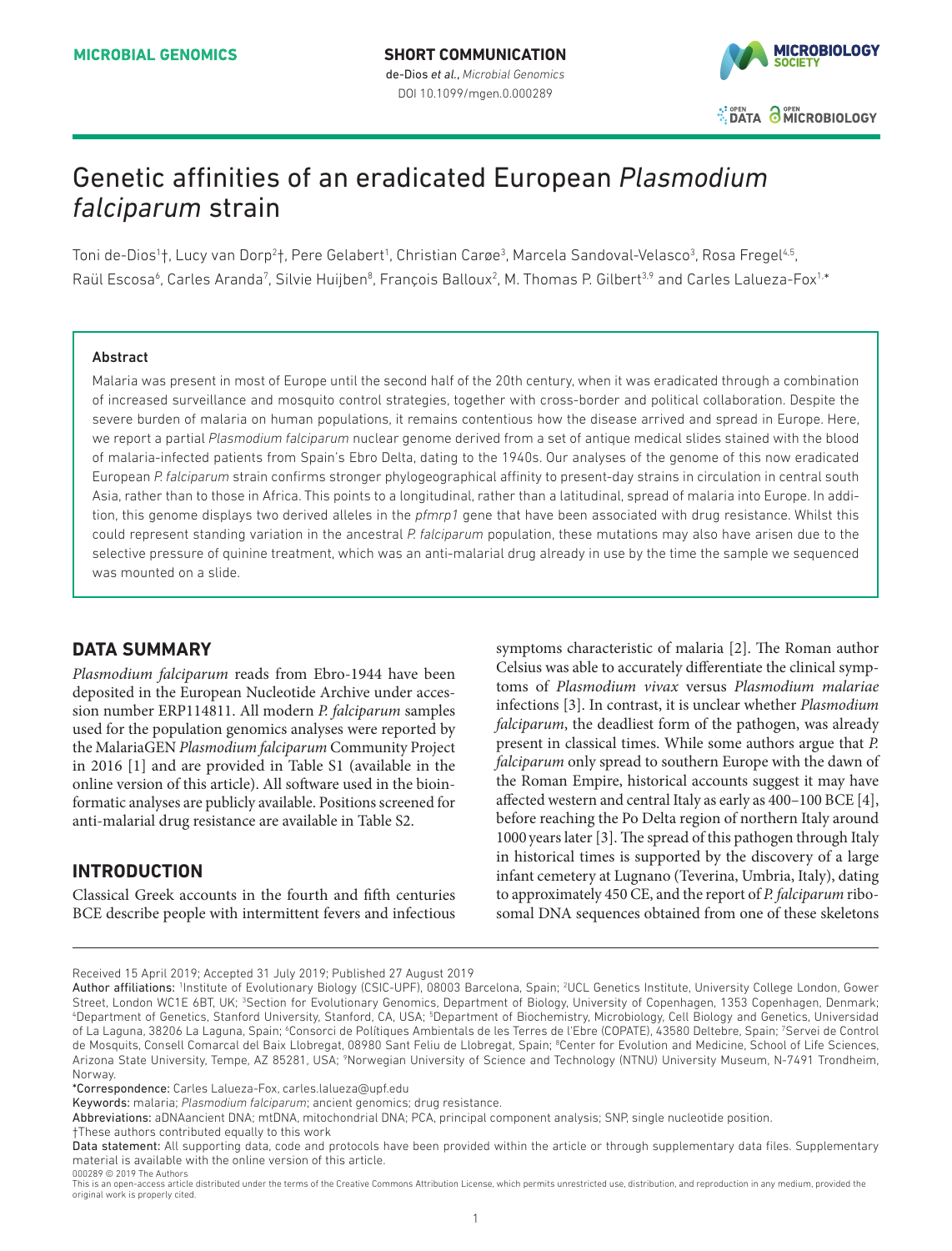MICROBIAL GENOMICS

SHORT COMMUNICATION

de-Dios *et al.*, *Microbial Genomics*
DOI 10.1099/mgen.0.000289

# Genetic affinities of an eradicated European *Plasmodium falciparum* strain

Toni de-Dios[1]†, Lucy van Dorp[2]†, Pere Gelabert[1], Christian Carøe[3], Marcela Sandoval-Velasco[3], Rosa Fregel[4,5], Raül Escosa[6], Carles Aranda[7], Silvie Huijben[8], François Balloux[2], M. Thomas P. Gilbert[3,9] and Carles Lalueza-Fox[1,*]

### Abstract

Malaria was present in most of Europe until the second half of the 20th century, when it was eradicated through a combination of increased surveillance and mosquito control strategies, together with cross-border and political collaboration. Despite the severe burden of malaria on human populations, it remains contentious how the disease arrived and spread in Europe. Here, we report a partial *Plasmodium falciparum* nuclear genome derived from a set of antique medical slides stained with the blood of malaria-infected patients from Spain's Ebro Delta, dating to the 1940s. Our analyses of the genome of this now eradicated European *P. falciparum* strain confirms stronger phylogeographical affinity to present-day strains in circulation in central south Asia, rather than to those in Africa. This points to a longitudinal, rather than a latitudinal, spread of malaria into Europe. In addition, this genome displays two derived alleles in the *pfmrp1* gene that have been associated with drug resistance. Whilst this could represent standing variation in the ancestral *P. falciparum* population, these mutations may also have arisen due to the selective pressure of quinine treatment, which was an anti-malarial drug already in use by the time the sample we sequenced was mounted on a slide.

## DATA SUMMARY

*Plasmodium falciparum* reads from Ebro-1944 have been deposited in the European Nucleotide Archive under accession number ERP114811. All modern *P. falciparum* samples used for the population genomics analyses were reported by the MalariaGEN *Plasmodium falciparum* Community Project in 2016 [1] and are provided in Table S1 (available in the online version of this article). All software used in the bioinformatic analyses are publicly available. Positions screened for anti-malarial drug resistance are available in Table S2.

## INTRODUCTION

Classical Greek accounts in the fourth and fifth centuries BCE describe people with intermittent fevers and infectious symptoms characteristic of malaria [2]. The Roman author Celsius was able to accurately differentiate the clinical symptoms of *Plasmodium vivax* versus *Plasmodium malariae* infections [3]. In contrast, it is unclear whether *Plasmodium falciparum*, the deadliest form of the pathogen, was already present in classical times. While some authors argue that *P. falciparum* only spread to southern Europe with the dawn of the Roman Empire, historical accounts suggest it may have affected western and central Italy as early as 400–100 BCE [4], before reaching the Po Delta region of northern Italy around 1000 years later [3]. The spread of this pathogen through Italy in historical times is supported by the discovery of a large infant cemetery at Lugnano (Teverina, Umbria, Italy), dating to approximately 450 CE, and the report of *P. falciparum* ribosomal DNA sequences obtained from one of these skeletons

---

Received 15 April 2019; Accepted 31 July 2019; Published 27 August 2019

Author affiliations: [1]Institute of Evolutionary Biology (CSIC-UPF), 08003 Barcelona, Spain; [2]UCL Genetics Institute, University College London, Gower Street, London WC1E 6BT, UK; [3]Section for Evolutionary Genomics, Department of Biology, University of Copenhagen, 1353 Copenhagen, Denmark; [4]Department of Genetics, Stanford University, Stanford, CA, USA; [5]Department of Biochemistry, Microbiology, Cell Biology and Genetics, Universidad of La Laguna, 38206 La Laguna, Spain; [6]Consorci de Polítiques Ambientals de les Terres de l'Ebre (COPATE), 43580 Deltebre, Spain; [7]Servei de Control de Mosquits, Consell Comarcal del Baix Llobregat, 08980 Sant Feliu de Llobregat, Spain; [8]Center for Evolution and Medicine, School of Life Sciences, Arizona State University, Tempe, AZ 85281, USA; [9]Norwegian University of Science and Technology (NTNU) University Museum, N-7491 Trondheim, Norway.

*Correspondence: Carles Lalueza-Fox, carles.lalueza@upf.edu

Keywords: malaria; *Plasmodium falciparum*; ancient genomics; drug resistance.

Abbreviations: aDNAancient DNA; mtDNA, mitochondrial DNA; PCA, principal component analysis; SNP, single nucleotide position.

†These authors contributed equally to this work

Data statement: All supporting data, code and protocols have been provided within the article or through supplementary data files. Supplementary material is available with the online version of this article.

000289 © 2019 The Authors

This is an open-access article distributed under the terms of the Creative Commons Attribution License, which permits unrestricted use, distribution, and reproduction in any medium, provided the original work is properly cited.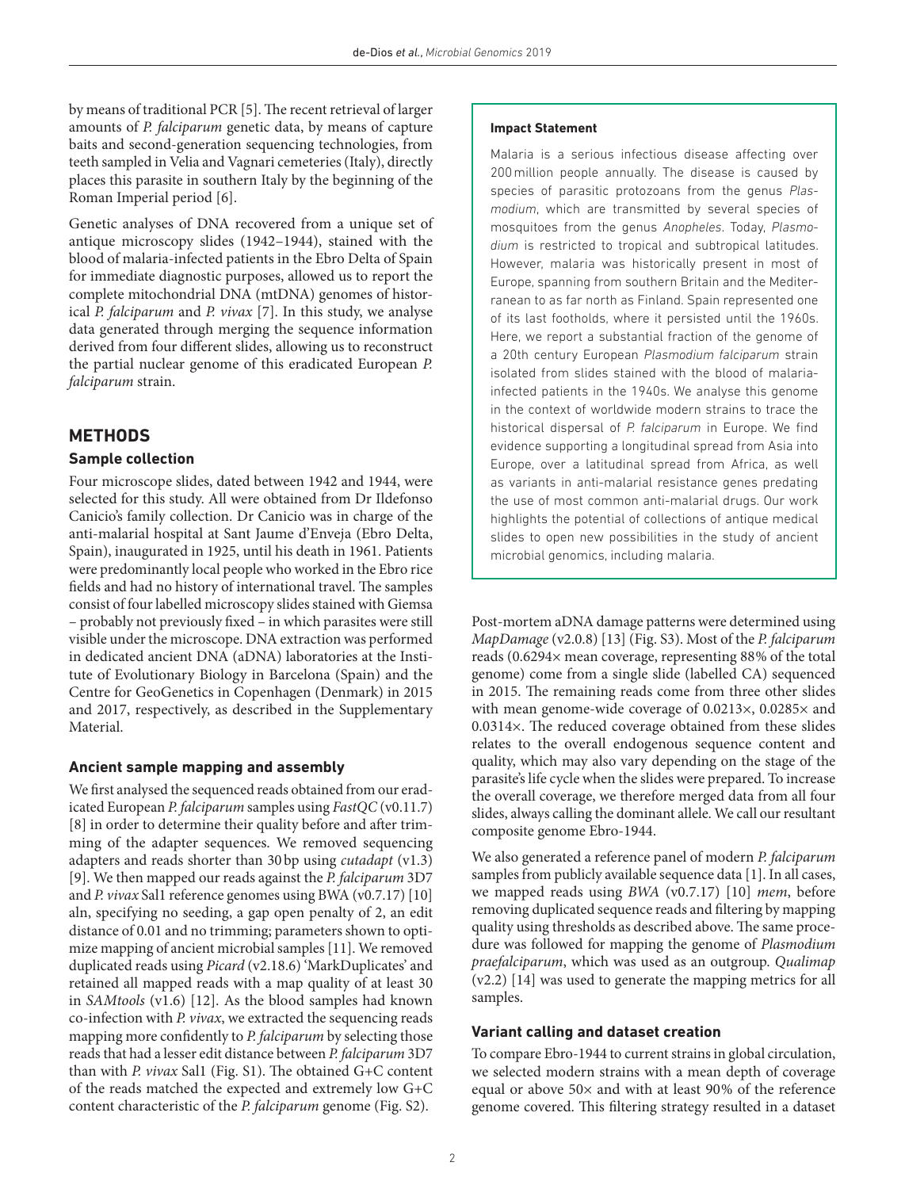by means of traditional PCR [5]. The recent retrieval of larger amounts of *P. falciparum* genetic data, by means of capture baits and second-generation sequencing technologies, from teeth sampled in Velia and Vagnari cemeteries (Italy), directly places this parasite in southern Italy by the beginning of the Roman Imperial period [6].

Genetic analyses of DNA recovered from a unique set of antique microscopy slides (1942–1944), stained with the blood of malaria-infected patients in the Ebro Delta of Spain for immediate diagnostic purposes, allowed us to report the complete mitochondrial DNA (mtDNA) genomes of historical *P. falciparum* and *P. vivax* [7]. In this study, we analyse data generated through merging the sequence information derived from four different slides, allowing us to reconstruct the partial nuclear genome of this eradicated European *P. falciparum* strain.

> **Impact Statement**
>
> Malaria is a serious infectious disease affecting over 200 million people annually. The disease is caused by species of parasitic protozoans from the genus *Plasmodium*, which are transmitted by several species of mosquitoes from the genus *Anopheles*. Today, *Plasmodium* is restricted to tropical and subtropical latitudes. However, malaria was historically present in most of Europe, spanning from southern Britain and the Mediterranean to as far north as Finland. Spain represented one of its last footholds, where it persisted until the 1960s. Here, we report a substantial fraction of the genome of a 20th century European *Plasmodium falciparum* strain isolated from slides stained with the blood of malaria-infected patients in the 1940s. We analyse this genome in the context of worldwide modern strains to trace the historical dispersal of *P. falciparum* in Europe. We find evidence supporting a longitudinal spread from Asia into Europe, over a latitudinal spread from Africa, as well as variants in anti-malarial resistance genes predating the use of most common anti-malarial drugs. Our work highlights the potential of collections of antique medical slides to open new possibilities in the study of ancient microbial genomics, including malaria.

## METHODS

### Sample collection

Four microscope slides, dated between 1942 and 1944, were selected for this study. All were obtained from Dr Ildefonso Canicio's family collection. Dr Canicio was in charge of the anti-malarial hospital at Sant Jaume d'Enveja (Ebro Delta, Spain), inaugurated in 1925, until his death in 1961. Patients were predominantly local people who worked in the Ebro rice fields and had no history of international travel. The samples consist of four labelled microscopy slides stained with Giemsa – probably not previously fixed – in which parasites were still visible under the microscope. DNA extraction was performed in dedicated ancient DNA (aDNA) laboratories at the Institute of Evolutionary Biology in Barcelona (Spain) and the Centre for GeoGenetics in Copenhagen (Denmark) in 2015 and 2017, respectively, as described in the Supplementary Material.

### Ancient sample mapping and assembly

We first analysed the sequenced reads obtained from our eradicated European *P. falciparum* samples using *FastQC* (v0.11.7) [8] in order to determine their quality before and after trimming of the adapter sequences. We removed sequencing adapters and reads shorter than 30 bp using *cutadapt* (v1.3) [9]. We then mapped our reads against the *P. falciparum* 3D7 and *P. vivax* Sal1 reference genomes using BWA (v0.7.17) [10] aln, specifying no seeding, a gap open penalty of 2, an edit distance of 0.01 and no trimming; parameters shown to optimize mapping of ancient microbial samples [11]. We removed duplicated reads using *Picard* (v2.18.6) 'MarkDuplicates' and retained all mapped reads with a map quality of at least 30 in *SAMtools* (v1.6) [12]. As the blood samples had known co-infection with *P. vivax*, we extracted the sequencing reads mapping more confidently to *P. falciparum* by selecting those reads that had a lesser edit distance between *P. falciparum* 3D7 than with *P. vivax* Sal1 (Fig. S1). The obtained G+C content of the reads matched the expected and extremely low G+C content characteristic of the *P. falciparum* genome (Fig. S2).

Post-mortem aDNA damage patterns were determined using *MapDamage* (v2.0.8) [13] (Fig. S3). Most of the *P. falciparum* reads (0.6294× mean coverage, representing 88% of the total genome) come from a single slide (labelled CA) sequenced in 2015. The remaining reads come from three other slides with mean genome-wide coverage of 0.0213×, 0.0285× and 0.0314×. The reduced coverage obtained from these slides relates to the overall endogenous sequence content and quality, which may also vary depending on the stage of the parasite's life cycle when the slides were prepared. To increase the overall coverage, we therefore merged data from all four slides, always calling the dominant allele. We call our resultant composite genome Ebro-1944.

We also generated a reference panel of modern *P. falciparum* samples from publicly available sequence data [1]. In all cases, we mapped reads using *BWA* (v0.7.17) [10] *mem*, before removing duplicated sequence reads and filtering by mapping quality using thresholds as described above. The same procedure was followed for mapping the genome of *Plasmodium praefalciparum*, which was used as an outgroup. *Qualimap* (v2.2) [14] was used to generate the mapping metrics for all samples.

### Variant calling and dataset creation

To compare Ebro-1944 to current strains in global circulation, we selected modern strains with a mean depth of coverage equal or above 50× and with at least 90% of the reference genome covered. This filtering strategy resulted in a dataset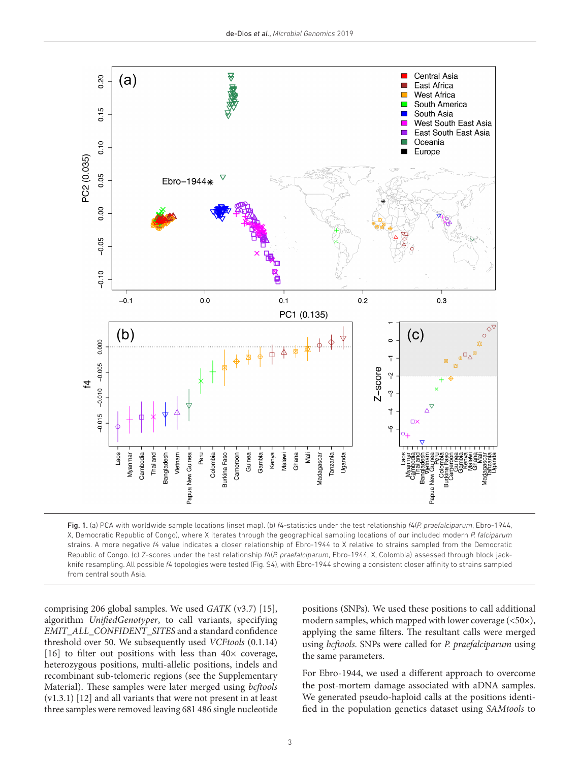**Fig. 1.** (a) PCA with worldwide sample locations (inset map). (b) *f4*-statistics under the test relationship *f4*(*P. praefalciparum*, Ebro-1944, X, Democratic Republic of Congo), where X iterates through the geographical sampling locations of our included modern *P. falciparum* strains. A more negative *f4* value indicates a closer relationship of Ebro-1944 to X relative to strains sampled from the Democratic Republic of Congo. (c) Z-scores under the test relationship *f4*(*P. praefalciparum*, Ebro-1944, X, Colombia) assessed through block jack-knife resampling. All possible *f4* topologies were tested (Fig. S4), with Ebro-1944 showing a consistent closer affinity to strains sampled from central south Asia.

comprising 206 global samples. We used *GATK* (v3.7) [15], algorithm *UnifiedGenotyper*, to call variants, specifying *EMIT_ALL_CONFIDENT_SITES* and a standard confidence threshold over 50. We subsequently used *VCFtools* (0.1.14) [16] to filter out positions with less than 40× coverage, heterozygous positions, multi-allelic positions, indels and recombinant sub-telomeric regions (see the Supplementary Material). These samples were later merged using *bcftools* (v1.3.1) [12] and all variants that were not present in at least three samples were removed leaving 681 486 single nucleotide positions (SNPs). We used these positions to call additional modern samples, which mapped with lower coverage (<50×), applying the same filters. The resultant calls were merged using *bcftools*. SNPs were called for *P. praefalciparum* using the same parameters.

For Ebro-1944, we used a different approach to overcome the post-mortem damage associated with aDNA samples. We generated pseudo-haploid calls at the positions identified in the population genetics dataset using *SAMtools* to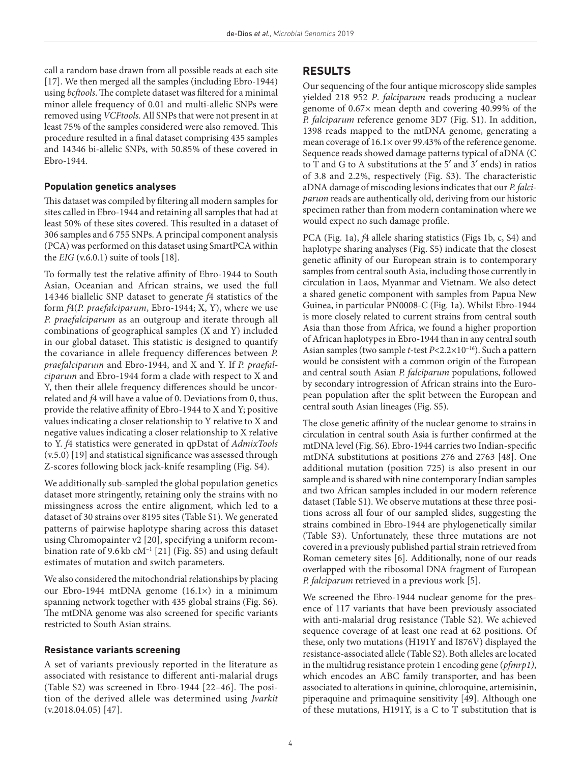call a random base drawn from all possible reads at each site [17]. We then merged all the samples (including Ebro-1944) using *bcftools*. The complete dataset was filtered for a minimal minor allele frequency of 0.01 and multi-allelic SNPs were removed using *VCFtools*. All SNPs that were not present in at least 75% of the samples considered were also removed. This procedure resulted in a final dataset comprising 435 samples and 14346 bi-allelic SNPs, with 50.85% of these covered in Ebro-1944.

### Population genetics analyses

This dataset was compiled by filtering all modern samples for sites called in Ebro-1944 and retaining all samples that had at least 50% of these sites covered. This resulted in a dataset of 306 samples and 6 755 SNPs. A principal component analysis (PCA) was performed on this dataset using SmartPCA within the *EIG* (v.6.0.1) suite of tools [18].

To formally test the relative affinity of Ebro-1944 to South Asian, Oceanian and African strains, we used the full 14346 biallelic SNP dataset to generate *f*4 statistics of the form *f*4(*P. praefalciparum*, Ebro-1944; X, Y), where we use *P. praefalciparum* as an outgroup and iterate through all combinations of geographical samples (X and Y) included in our global dataset. This statistic is designed to quantify the covariance in allele frequency differences between *P. praefalciparum* and Ebro-1944, and X and Y. If *P. praefalciparum* and Ebro-1944 form a clade with respect to X and Y, then their allele frequency differences should be uncorrelated and *f*4 will have a value of 0. Deviations from 0, thus, provide the relative affinity of Ebro-1944 to X and Y; positive values indicating a closer relationship to Y relative to X and negative values indicating a closer relationship to X relative to Y. *f*4 statistics were generated in qpDstat of *AdmixTools* (v.5.0) [19] and statistical significance was assessed through Z-scores following block jack-knife resampling (Fig. S4).

We additionally sub-sampled the global population genetics dataset more stringently, retaining only the strains with no missingness across the entire alignment, which led to a dataset of 30 strains over 8195 sites (Table S1). We generated patterns of pairwise haplotype sharing across this dataset using Chromopainter v2 [20], specifying a uniform recombination rate of 9.6 kb $cM^{-1}$ [21] (Fig. S5) and using default estimates of mutation and switch parameters.

We also considered the mitochondrial relationships by placing our Ebro-1944 mtDNA genome (16.1×) in a minimum spanning network together with 435 global strains (Fig. S6). The mtDNA genome was also screened for specific variants restricted to South Asian strains.

### Resistance variants screening

A set of variants previously reported in the literature as associated with resistance to different anti-malarial drugs (Table S2) was screened in Ebro-1944 [22–46]. The position of the derived allele was determined using *Jvarkit* (v.2018.04.05) [47].

## RESULTS

Our sequencing of the four antique microscopy slide samples yielded 218 952 *P. falciparum* reads producing a nuclear genome of 0.67× mean depth and covering 40.99% of the *P. falciparum* reference genome 3D7 (Fig. S1). In addition, 1398 reads mapped to the mtDNA genome, generating a mean coverage of 16.1× over 99.43% of the reference genome. Sequence reads showed damage patterns typical of aDNA (C to T and G to A substitutions at the 5′ and 3′ ends) in ratios of 3.8 and 2.2%, respectively (Fig. S3). The characteristic aDNA damage of miscoding lesions indicates that our *P. falciparum* reads are authentically old, deriving from our historic specimen rather than from modern contamination where we would expect no such damage profile.

PCA (Fig. 1a), *f*4 allele sharing statistics (Figs 1b, c, S4) and haplotype sharing analyses (Fig. S5) indicate that the closest genetic affinity of our European strain is to contemporary samples from central south Asia, including those currently in circulation in Laos, Myanmar and Vietnam. We also detect a shared genetic component with samples from Papua New Guinea, in particular PN0008-C (Fig. 1a). Whilst Ebro-1944 is more closely related to current strains from central south Asia than those from Africa, we found a higher proportion of African haplotypes in Ebro-1944 than in any central south Asian samples (two sample *t*-test $P<2.2\times10^{-16}$). Such a pattern would be consistent with a common origin of the European and central south Asian *P. falciparum* populations, followed by secondary introgression of African strains into the European population after the split between the European and central south Asian lineages (Fig. S5).

The close genetic affinity of the nuclear genome to strains in circulation in central south Asia is further confirmed at the mtDNA level (Fig. S6). Ebro-1944 carries two Indian-specific mtDNA substitutions at positions 276 and 2763 [48]. One additional mutation (position 725) is also present in our sample and is shared with nine contemporary Indian samples and two African samples included in our modern reference dataset (Table S1). We observe mutations at these three positions across all four of our sampled slides, suggesting the strains combined in Ebro-1944 are phylogenetically similar (Table S3). Unfortunately, these three mutations are not covered in a previously published partial strain retrieved from Roman cemetery sites [6]. Additionally, none of our reads overlapped with the ribosomal DNA fragment of European *P. falciparum* retrieved in a previous work [5].

We screened the Ebro-1944 nuclear genome for the presence of 117 variants that have been previously associated with anti-malarial drug resistance (Table S2). We achieved sequence coverage of at least one read at 62 positions. Of these, only two mutations (H191Y and I876V) displayed the resistance-associated allele (Table S2). Both alleles are located in the multidrug resistance protein 1 encoding gene (*pfmrp1)*, which encodes an ABC family transporter, and has been associated to alterations in quinine, chloroquine, artemisinin, piperaquine and primaquine sensitivity [49]. Although one of these mutations, H191Y, is a C to T substitution that is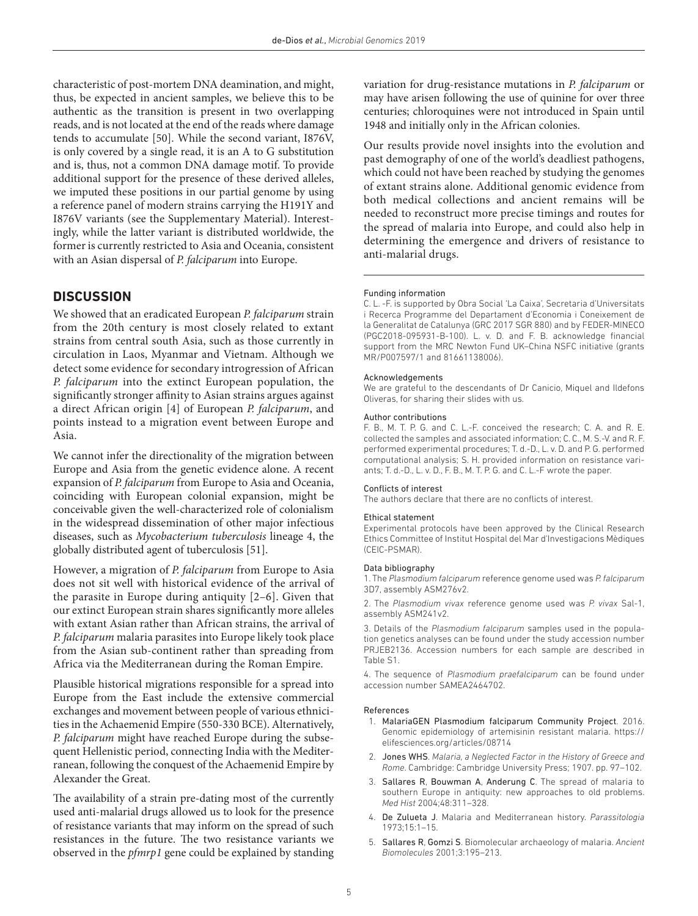characteristic of post-mortem DNA deamination, and might, thus, be expected in ancient samples, we believe this to be authentic as the transition is present in two overlapping reads, and is not located at the end of the reads where damage tends to accumulate [50]. While the second variant, I876V, is only covered by a single read, it is an A to G substitution and is, thus, not a common DNA damage motif. To provide additional support for the presence of these derived alleles, we imputed these positions in our partial genome by using a reference panel of modern strains carrying the H191Y and I876V variants (see the Supplementary Material). Interestingly, while the latter variant is distributed worldwide, the former is currently restricted to Asia and Oceania, consistent with an Asian dispersal of *P. falciparum* into Europe.

## DISCUSSION

We showed that an eradicated European *P. falciparum* strain from the 20th century is most closely related to extant strains from central south Asia, such as those currently in circulation in Laos, Myanmar and Vietnam. Although we detect some evidence for secondary introgression of African *P. falciparum* into the extinct European population, the significantly stronger affinity to Asian strains argues against a direct African origin [4] of European *P. falciparum*, and points instead to a migration event between Europe and Asia.

We cannot infer the directionality of the migration between Europe and Asia from the genetic evidence alone. A recent expansion of *P. falciparum* from Europe to Asia and Oceania, coinciding with European colonial expansion, might be conceivable given the well-characterized role of colonialism in the widespread dissemination of other major infectious diseases, such as *Mycobacterium tuberculosis* lineage 4, the globally distributed agent of tuberculosis [51].

However, a migration of *P. falciparum* from Europe to Asia does not sit well with historical evidence of the arrival of the parasite in Europe during antiquity [2–6]. Given that our extinct European strain shares significantly more alleles with extant Asian rather than African strains, the arrival of *P. falciparum* malaria parasites into Europe likely took place from the Asian sub-continent rather than spreading from Africa via the Mediterranean during the Roman Empire.

Plausible historical migrations responsible for a spread into Europe from the East include the extensive commercial exchanges and movement between people of various ethnicities in the Achaemenid Empire (550-330 BCE). Alternatively, *P. falciparum* might have reached Europe during the subsequent Hellenistic period, connecting India with the Mediterranean, following the conquest of the Achaemenid Empire by Alexander the Great.

The availability of a strain pre-dating most of the currently used anti-malarial drugs allowed us to look for the presence of resistance variants that may inform on the spread of such resistances in the future. The two resistance variants we observed in the *pfmrp1* gene could be explained by standing variation for drug-resistance mutations in *P. falciparum* or may have arisen following the use of quinine for over three centuries; chloroquines were not introduced in Spain until 1948 and initially only in the African colonies.

Our results provide novel insights into the evolution and past demography of one of the world's deadliest pathogens, which could not have been reached by studying the genomes of extant strains alone. Additional genomic evidence from both medical collections and ancient remains will be needed to reconstruct more precise timings and routes for the spread of malaria into Europe, and could also help in determining the emergence and drivers of resistance to anti-malarial drugs.

#### Funding information

C. L. -F. is supported by Obra Social 'La Caixa', Secretaria d'Universitats i Recerca Programme del Departament d'Economia i Coneixement de la Generalitat de Catalunya (GRC 2017 SGR 880) and by FEDER-MINECO (PGC2018-095931-B-100). L. v. D. and F. B. acknowledge financial support from the MRC Newton Fund UK–China NSFC initiative (grants MR/P007597/1 and 81661138006).

#### Acknowledgements

We are grateful to the descendants of Dr Canicio, Miquel and Ildefons Oliveras, for sharing their slides with us.

#### Author contributions

F. B., M. T. P. G. and C. L.-F. conceived the research; C. A. and R. E. collected the samples and associated information; C. C., M. S.-V. and R. F. performed experimental procedures; T. d.-D., L. v. D. and P. G. performed computational analysis; S. H. provided information on resistance variants; T. d.-D., L. v. D., F. B., M. T. P. G. and C. L.-F wrote the paper.

#### Conflicts of interest

The authors declare that there are no conflicts of interest.

#### Ethical statement

Experimental protocols have been approved by the Clinical Research Ethics Committee of Institut Hospital del Mar d'Investigacions Mèdiques (CEIC-PSMAR).

#### Data bibliography

1. The *Plasmodium falciparum* reference genome used was *P. falciparum* 3D7, assembly ASM276v2.

2. The *Plasmodium vivax* reference genome used was *P. vivax* Sal-1, assembly ASM241v2.

3. Details of the *Plasmodium falciparum* samples used in the population genetics analyses can be found under the study accession number PRJEB2136. Accession numbers for each sample are described in Table S1.

4. The sequence of *Plasmodium praefalciparum* can be found under accession number SAMEA2464702.

#### References

1. MalariaGEN Plasmodium falciparum Community Project. 2016. Genomic epidemiology of artemisinin resistant malaria. https://elifesciences.org/articles/08714
2. Jones WHS. *Malaria, a Neglected Factor in the History of Greece and Rome*. Cambridge: Cambridge University Press; 1907. pp. 97–102.
3. Sallares R, Bouwman A, Anderung C. The spread of malaria to southern Europe in antiquity: new approaches to old problems. *Med Hist* 2004;48:311–328.
4. De Zulueta J. Malaria and Mediterranean history. *Parassitologia* 1973;15:1–15.
5. Sallares R, Gomzi S. Biomolecular archaeology of malaria. *Ancient Biomolecules* 2001;3:195–213.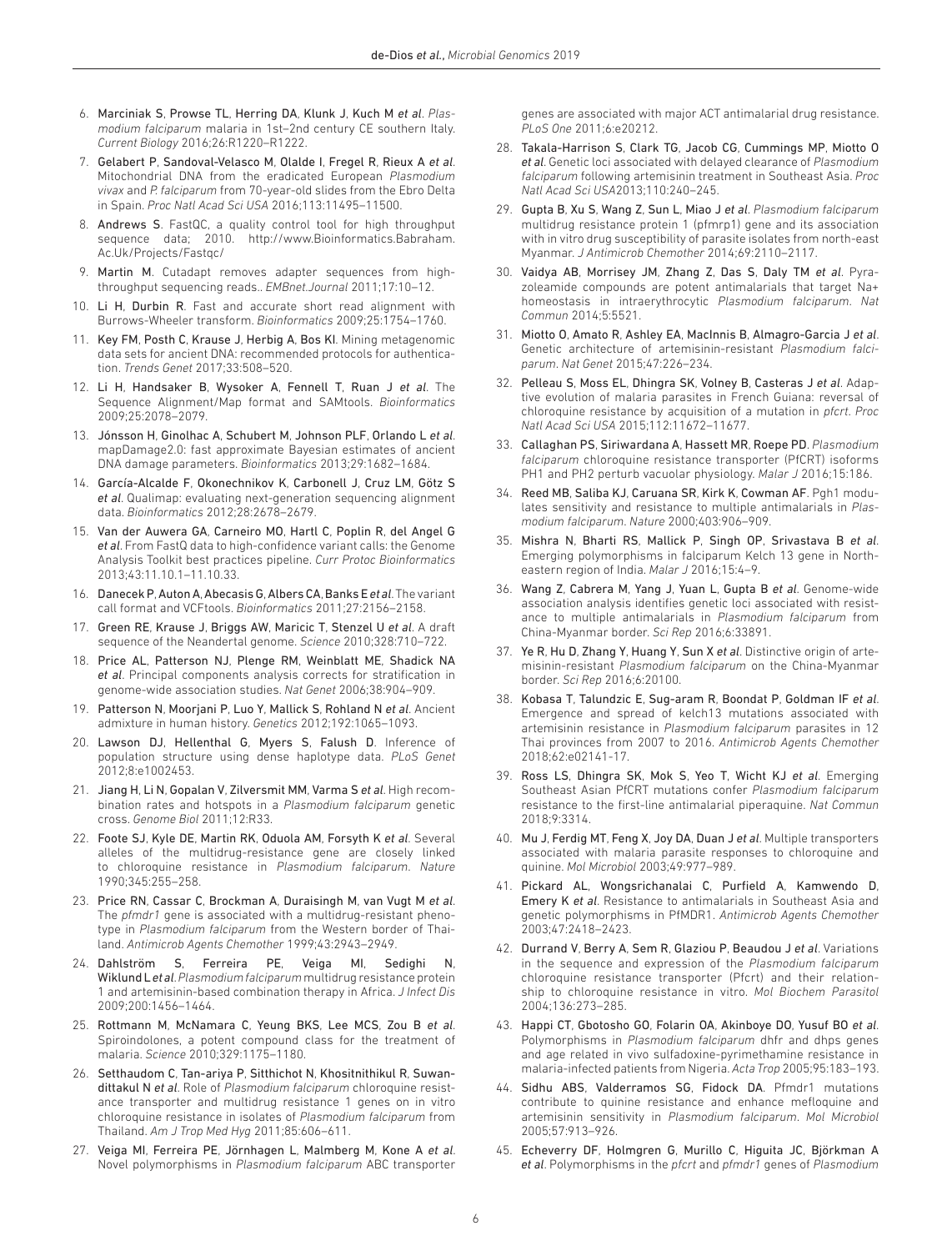6. Marciniak S, Prowse TL, Herring DA, Klunk J, Kuch M *et al*. *Plasmodium falciparum* malaria in 1st–2nd century CE southern Italy. *Current Biology* 2016;26:R1220–R1222.
7. Gelabert P, Sandoval-Velasco M, Olalde I, Fregel R, Rieux A *et al*. Mitochondrial DNA from the eradicated European *Plasmodium vivax* and *P. falciparum* from 70-year-old slides from the Ebro Delta in Spain. *Proc Natl Acad Sci USA* 2016;113:11495–11500.
8. Andrews S. FastQC, a quality control tool for high throughput sequence data; 2010. http://www.Bioinformatics.Babraham.Ac.Uk/Projects/Fastqc/
9. Martin M. Cutadapt removes adapter sequences from high-throughput sequencing reads.. *EMBnet.Journal* 2011;17:10–12.
10. Li H, Durbin R. Fast and accurate short read alignment with Burrows-Wheeler transform. *Bioinformatics* 2009;25:1754–1760.
11. Key FM, Posth C, Krause J, Herbig A, Bos KI. Mining metagenomic data sets for ancient DNA: recommended protocols for authentication. *Trends Genet* 2017;33:508–520.
12. Li H, Handsaker B, Wysoker A, Fennell T, Ruan J *et al*. The Sequence Alignment/Map format and SAMtools. *Bioinformatics* 2009;25:2078–2079.
13. Jónsson H, Ginolhac A, Schubert M, Johnson PLF, Orlando L *et al*. mapDamage2.0: fast approximate Bayesian estimates of ancient DNA damage parameters. *Bioinformatics* 2013;29:1682–1684.
14. García-Alcalde F, Okonechnikov K, Carbonell J, Cruz LM, Götz S *et al*. Qualimap: evaluating next-generation sequencing alignment data. *Bioinformatics* 2012;28:2678–2679.
15. Van der Auwera GA, Carneiro MO, Hartl C, Poplin R, del Angel G *et al*. From FastQ data to high-confidence variant calls: the Genome Analysis Toolkit best practices pipeline. *Curr Protoc Bioinformatics* 2013;43:11.10.1–11.10.33.
16. Danecek P, Auton A, Abecasis G, Albers CA, Banks E *et al*. The variant call format and VCFtools. *Bioinformatics* 2011;27:2156–2158.
17. Green RE, Krause J, Briggs AW, Maricic T, Stenzel U *et al*. A draft sequence of the Neandertal genome. *Science* 2010;328:710–722.
18. Price AL, Patterson NJ, Plenge RM, Weinblatt ME, Shadick NA *et al*. Principal components analysis corrects for stratification in genome-wide association studies. *Nat Genet* 2006;38:904–909.
19. Patterson N, Moorjani P, Luo Y, Mallick S, Rohland N *et al*. Ancient admixture in human history. *Genetics* 2012;192:1065–1093.
20. Lawson DJ, Hellenthal G, Myers S, Falush D. Inference of population structure using dense haplotype data. *PLoS Genet* 2012;8:e1002453.
21. Jiang H, Li N, Gopalan V, Zilversmit MM, Varma S *et al*. High recombination rates and hotspots in a *Plasmodium falciparum* genetic cross. *Genome Biol* 2011;12:R33.
22. Foote SJ, Kyle DE, Martin RK, Oduola AM, Forsyth K *et al*. Several alleles of the multidrug-resistance gene are closely linked to chloroquine resistance in *Plasmodium falciparum*. *Nature* 1990;345:255–258.
23. Price RN, Cassar C, Brockman A, Duraisingh M, van Vugt M *et al*. The *pfmdr1* gene is associated with a multidrug-resistant phenotype in *Plasmodium falciparum* from the Western border of Thailand. *Antimicrob Agents Chemother* 1999;43:2943–2949.
24. Dahlström S, Ferreira PE, Veiga MI, Sedighi N, Wiklund L *et al*. *Plasmodium falciparum* multidrug resistance protein 1 and artemisinin-based combination therapy in Africa. *J Infect Dis* 2009;200:1456–1464.
25. Rottmann M, McNamara C, Yeung BKS, Lee MCS, Zou B *et al*. Spiroindolones, a potent compound class for the treatment of malaria. *Science* 2010;329:1175–1180.
26. Setthaudom C, Tan-ariya P, Sitthichot N, Khositnithikul R, Suwandittakul N *et al*. Role of *Plasmodium falciparum* chloroquine resistance transporter and multidrug resistance 1 genes on in vitro chloroquine resistance in isolates of *Plasmodium falciparum* from Thailand. *Am J Trop Med Hyg* 2011;85:606–611.
27. Veiga MI, Ferreira PE, Jörnhagen L, Malmberg M, Kone A *et al*. Novel polymorphisms in *Plasmodium falciparum* ABC transporter genes are associated with major ACT antimalarial drug resistance. *PLoS One* 2011;6:e20212.
28. Takala-Harrison S, Clark TG, Jacob CG, Cummings MP, Miotto O *et al*. Genetic loci associated with delayed clearance of *Plasmodium falciparum* following artemisinin treatment in Southeast Asia. *Proc Natl Acad Sci USA*2013;110:240–245.
29. Gupta B, Xu S, Wang Z, Sun L, Miao J *et al*. *Plasmodium falciparum* multidrug resistance protein 1 (pfmrp1) gene and its association with in vitro drug susceptibility of parasite isolates from north-east Myanmar. *J Antimicrob Chemother* 2014;69:2110–2117.
30. Vaidya AB, Morrisey JM, Zhang Z, Das S, Daly TM *et al*. Pyrazoleamide compounds are potent antimalarials that target Na+ homeostasis in intraerythrocytic *Plasmodium falciparum*. *Nat Commun* 2014;5:5521.
31. Miotto O, Amato R, Ashley EA, MacInnis B, Almagro-Garcia J *et al*. Genetic architecture of artemisinin-resistant *Plasmodium falciparum*. *Nat Genet* 2015;47:226–234.
32. Pelleau S, Moss EL, Dhingra SK, Volney B, Casteras J *et al*. Adaptive evolution of malaria parasites in French Guiana: reversal of chloroquine resistance by acquisition of a mutation in *pfcrt*. *Proc Natl Acad Sci USA* 2015;112:11672–11677.
33. Callaghan PS, Siriwardana A, Hassett MR, Roepe PD. *Plasmodium falciparum* chloroquine resistance transporter (PfCRT) isoforms PH1 and PH2 perturb vacuolar physiology. *Malar J* 2016;15:186.
34. Reed MB, Saliba KJ, Caruana SR, Kirk K, Cowman AF. Pgh1 modulates sensitivity and resistance to multiple antimalarials in *Plasmodium falciparum*. *Nature* 2000;403:906–909.
35. Mishra N, Bharti RS, Mallick P, Singh OP, Srivastava B *et al*. Emerging polymorphisms in falciparum Kelch 13 gene in Northeastern region of India. *Malar J* 2016;15:4–9.
36. Wang Z, Cabrera M, Yang J, Yuan L, Gupta B *et al*. Genome-wide association analysis identifies genetic loci associated with resistance to multiple antimalarials in *Plasmodium falciparum* from China-Myanmar border. *Sci Rep* 2016;6:33891.
37. Ye R, Hu D, Zhang Y, Huang Y, Sun X *et al*. Distinctive origin of artemisinin-resistant *Plasmodium falciparum* on the China-Myanmar border. *Sci Rep* 2016;6:20100.
38. Kobasa T, Talundzic E, Sug-aram R, Boondat P, Goldman IF *et al*. Emergence and spread of kelch13 mutations associated with artemisinin resistance in *Plasmodium falciparum* parasites in 12 Thai provinces from 2007 to 2016. *Antimicrob Agents Chemother* 2018;62:e02141-17.
39. Ross LS, Dhingra SK, Mok S, Yeo T, Wicht KJ *et al*. Emerging Southeast Asian PfCRT mutations confer *Plasmodium falciparum* resistance to the first-line antimalarial piperaquine. *Nat Commun* 2018;9:3314.
40. Mu J, Ferdig MT, Feng X, Joy DA, Duan J *et al*. Multiple transporters associated with malaria parasite responses to chloroquine and quinine. *Mol Microbiol* 2003;49:977–989.
41. Pickard AL, Wongsrichanalai C, Purfield A, Kamwendo D, Emery K *et al*. Resistance to antimalarials in Southeast Asia and genetic polymorphisms in PfMDR1. *Antimicrob Agents Chemother* 2003;47:2418–2423.
42. Durrand V, Berry A, Sem R, Glaziou P, Beaudou J *et al*. Variations in the sequence and expression of the *Plasmodium falciparum* chloroquine resistance transporter (Pfcrt) and their relationship to chloroquine resistance in vitro. *Mol Biochem Parasitol* 2004;136:273–285.
43. Happi CT, Gbotosho GO, Folarin OA, Akinboye DO, Yusuf BO *et al*. Polymorphisms in *Plasmodium falciparum* dhfr and dhps genes and age related in vivo sulfadoxine-pyrimethamine resistance in malaria-infected patients from Nigeria. *Acta Trop* 2005;95:183–193.
44. Sidhu ABS, Valderramos SG, Fidock DA. Pfmdr1 mutations contribute to quinine resistance and enhance mefloquine and artemisinin sensitivity in *Plasmodium falciparum*. *Mol Microbiol* 2005;57:913–926.
45. Echeverry DF, Holmgren G, Murillo C, Higuita JC, Björkman A *et al*. Polymorphisms in the *pfcrt* and *pfmdr1* genes of *Plasmodium*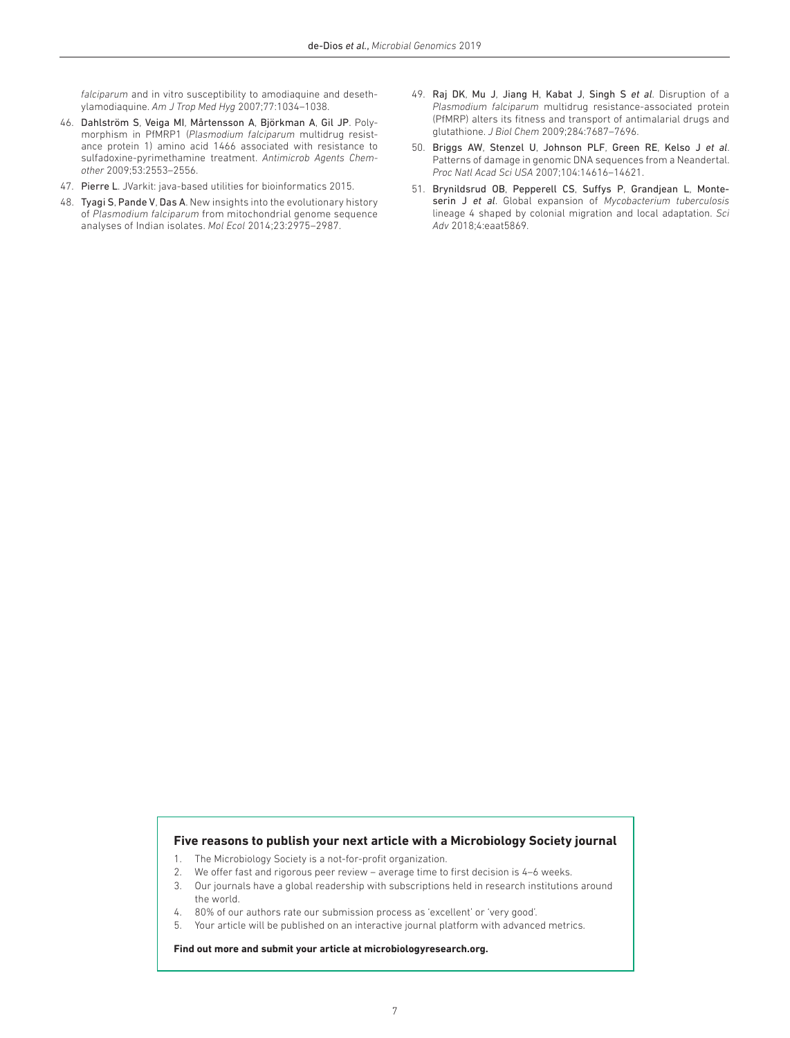*falciparum* and in vitro susceptibility to amodiaquine and desethylamodiaquine. *Am J Trop Med Hyg* 2007;77:1034–1038.

46. Dahlström S, Veiga MI, Mårtensson A, Björkman A, Gil JP. Polymorphism in PfMRP1 (*Plasmodium falciparum* multidrug resistance protein 1) amino acid 1466 associated with resistance to sulfadoxine-pyrimethamine treatment. *Antimicrob Agents Chemother* 2009;53:2553–2556.
47. Pierre L. JVarkit: java-based utilities for bioinformatics 2015.
48. Tyagi S, Pande V, Das A. New insights into the evolutionary history of *Plasmodium falciparum* from mitochondrial genome sequence analyses of Indian isolates. *Mol Ecol* 2014;23:2975–2987.
49. Raj DK, Mu J, Jiang H, Kabat J, Singh S *et al*. Disruption of a *Plasmodium falciparum* multidrug resistance-associated protein (PfMRP) alters its fitness and transport of antimalarial drugs and glutathione. *J Biol Chem* 2009;284:7687–7696.
50. Briggs AW, Stenzel U, Johnson PLF, Green RE, Kelso J *et al*. Patterns of damage in genomic DNA sequences from a Neandertal. *Proc Natl Acad Sci USA* 2007;104:14616–14621.
51. Brynildsrud OB, Pepperell CS, Suffys P, Grandjean L, Monteserin J *et al*. Global expansion of *Mycobacterium tuberculosis* lineage 4 shaped by colonial migration and local adaptation. *Sci Adv* 2018;4:eaat5869.

**Five reasons to publish your next article with a Microbiology Society journal**

1. The Microbiology Society is a not-for-profit organization.
2. We offer fast and rigorous peer review – average time to first decision is 4–6 weeks.
3. Our journals have a global readership with subscriptions held in research institutions around the world.
4. 80% of our authors rate our submission process as 'excellent' or 'very good'.
5. Your article will be published on an interactive journal platform with advanced metrics.

**Find out more and submit your article at microbiologyresearch.org.**